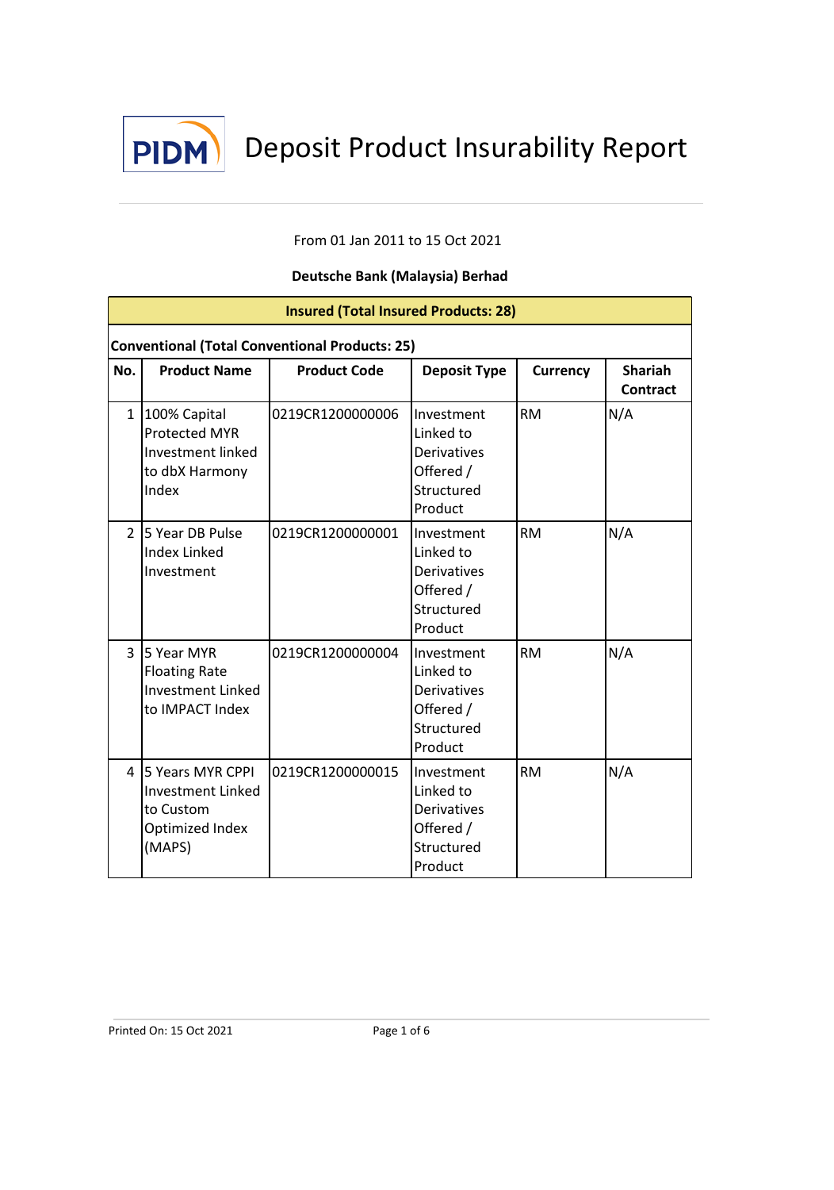# PIDM Deposit Product Insurability Report

From 01 Jan 2011 to 15 Oct 2021

**Deutsche Bank (Malaysia) Berhad**

**Insured (Total Insured Products: 28)**

**Conventional (Total Conventional Products: 25)**

| No. | Product Name | Product Code | Deposit Type | Currency | Shariah Contract |
|---|---|---|---|---|---|
| 1 | 100% Capital Protected MYR Investment linked to dbX Harmony Index | 0219CR1200000006 | Investment Linked to Derivatives Offered / Structured Product | RM | N/A |
| 2 | 5 Year DB Pulse Index Linked Investment | 0219CR1200000001 | Investment Linked to Derivatives Offered / Structured Product | RM | N/A |
| 3 | 5 Year MYR Floating Rate Investment Linked to IMPACT Index | 0219CR1200000004 | Investment Linked to Derivatives Offered / Structured Product | RM | N/A |
| 4 | 5 Years MYR CPPI Investment Linked to Custom Optimized Index (MAPS) | 0219CR1200000015 | Investment Linked to Derivatives Offered / Structured Product | RM | N/A |

Printed On: 15 Oct 2021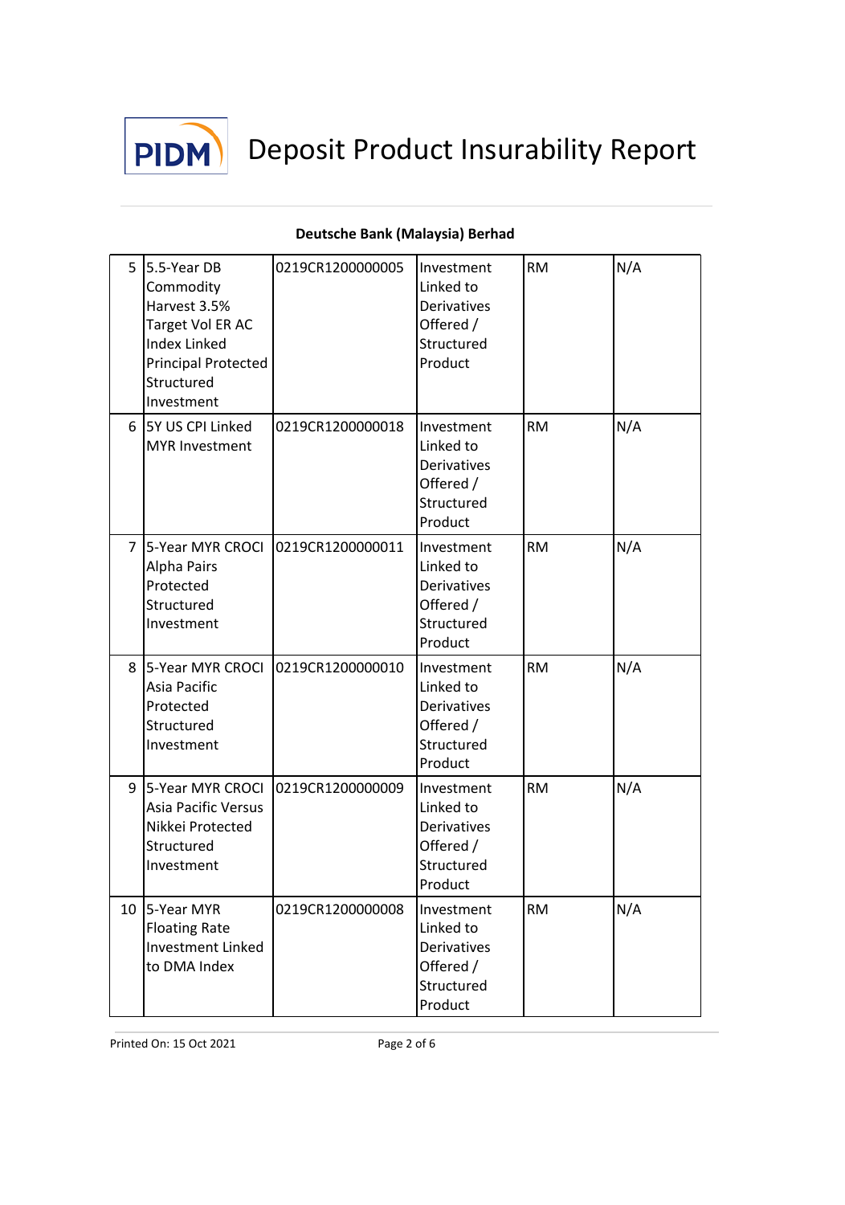# Deposit Product Insurability Report

**Deutsche Bank (Malaysia) Berhad**

| | | | | | |
|---|---|---|---|---|---|
| 5 | 5.5-Year DB Commodity Harvest 3.5% Target Vol ER AC Index Linked Principal Protected Structured Investment | 0219CR1200000005 | Investment Linked to Derivatives Offered / Structured Product | RM | N/A |
| 6 | 5Y US CPI Linked MYR Investment | 0219CR1200000018 | Investment Linked to Derivatives Offered / Structured Product | RM | N/A |
| 7 | 5-Year MYR CROCI Alpha Pairs Protected Structured Investment | 0219CR1200000011 | Investment Linked to Derivatives Offered / Structured Product | RM | N/A |
| 8 | 5-Year MYR CROCI Asia Pacific Protected Structured Investment | 0219CR1200000010 | Investment Linked to Derivatives Offered / Structured Product | RM | N/A |
| 9 | 5-Year MYR CROCI Asia Pacific Versus Nikkei Protected Structured Investment | 0219CR1200000009 | Investment Linked to Derivatives Offered / Structured Product | RM | N/A |
| 10 | 5-Year MYR Floating Rate Investment Linked to DMA Index | 0219CR1200000008 | Investment Linked to Derivatives Offered / Structured Product | RM | N/A |

Printed On: 15 Oct 2021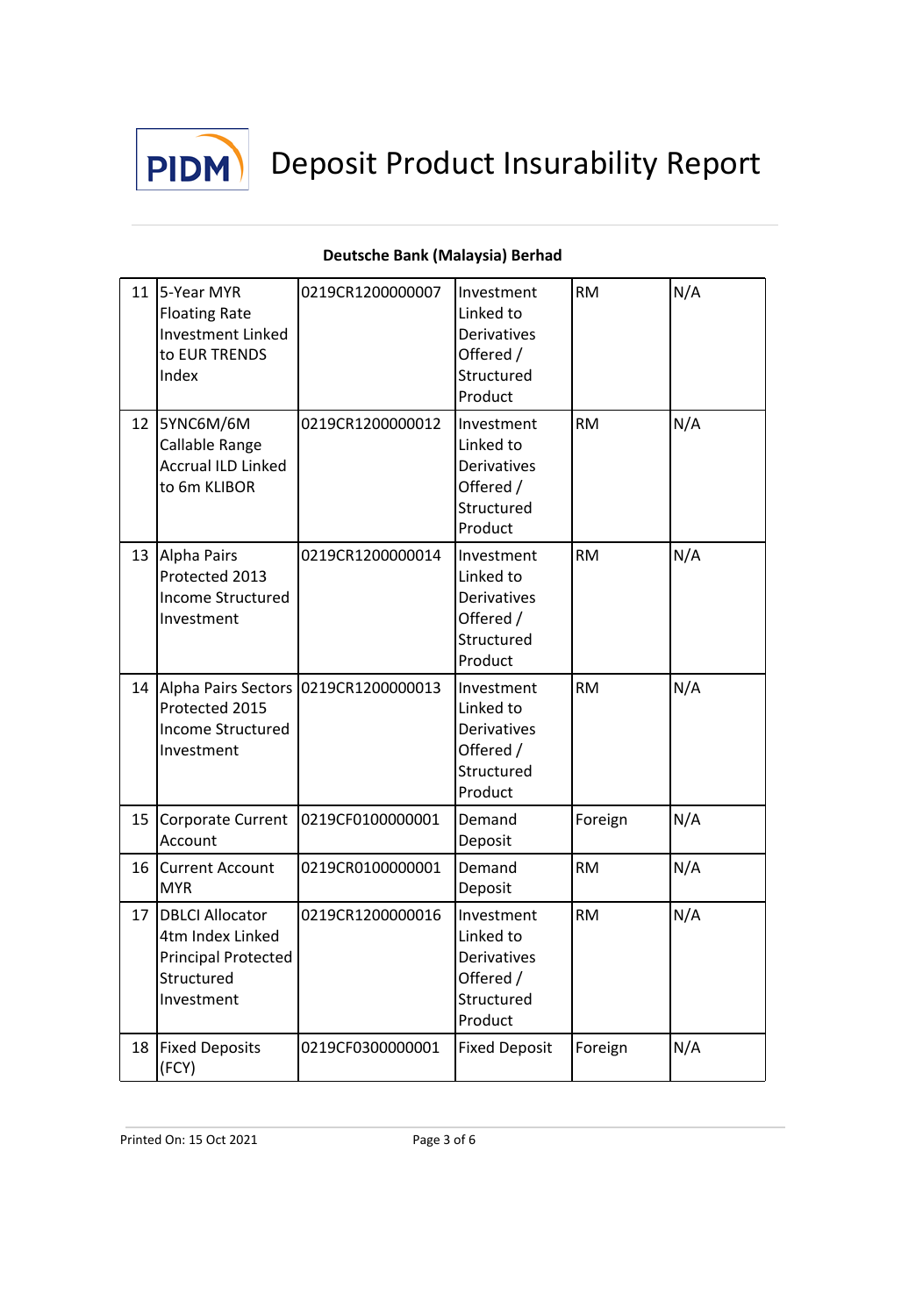# Deposit Product Insurability Report

**Deutsche Bank (Malaysia) Berhad**

| | | | | | |
|---|---|---|---|---|---|
| 11 | 5-Year MYR Floating Rate Investment Linked to EUR TRENDS Index | 0219CR1200000007 | Investment Linked to Derivatives Offered / Structured Product | RM | N/A |
| 12 | 5YNC6M/6M Callable Range Accrual ILD Linked to 6m KLIBOR | 0219CR1200000012 | Investment Linked to Derivatives Offered / Structured Product | RM | N/A |
| 13 | Alpha Pairs Protected 2013 Income Structured Investment | 0219CR1200000014 | Investment Linked to Derivatives Offered / Structured Product | RM | N/A |
| 14 | Alpha Pairs Sectors Protected 2015 Income Structured Investment | 0219CR1200000013 | Investment Linked to Derivatives Offered / Structured Product | RM | N/A |
| 15 | Corporate Current Account | 0219CF0100000001 | Demand Deposit | Foreign | N/A |
| 16 | Current Account MYR | 0219CR0100000001 | Demand Deposit | RM | N/A |
| 17 | DBLCI Allocator 4tm Index Linked Principal Protected Structured Investment | 0219CR1200000016 | Investment Linked to Derivatives Offered / Structured Product | RM | N/A |
| 18 | Fixed Deposits (FCY) | 0219CF0300000001 | Fixed Deposit | Foreign | N/A |

Printed On: 15 Oct 2021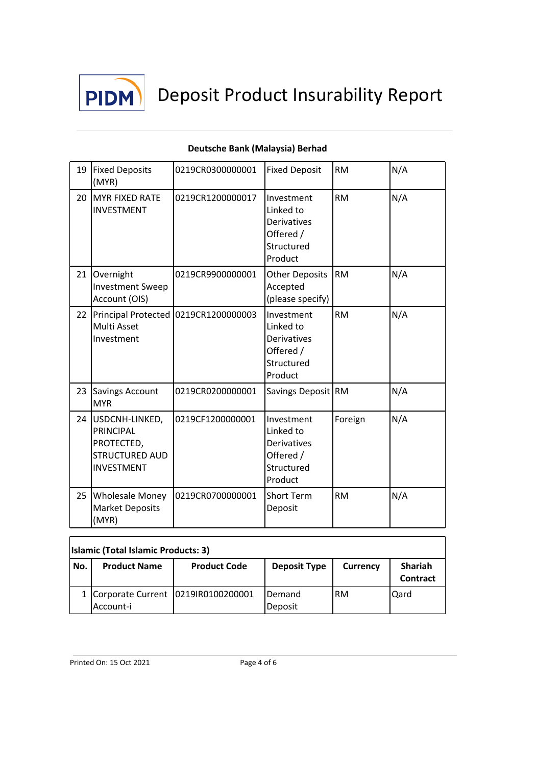# Deposit Product Insurability Report

**Deutsche Bank (Malaysia) Berhad**

| | | | | | |
|---|---|---|---|---|---|
| 19 | Fixed Deposits (MYR) | 0219CR0300000001 | Fixed Deposit | RM | N/A |
| 20 | MYR FIXED RATE INVESTMENT | 0219CR1200000017 | Investment Linked to Derivatives Offered / Structured Product | RM | N/A |
| 21 | Overnight Investment Sweep Account (OIS) | 0219CR9900000001 | Other Deposits Accepted (please specify) | RM | N/A |
| 22 | Principal Protected Multi Asset Investment | 0219CR1200000003 | Investment Linked to Derivatives Offered / Structured Product | RM | N/A |
| 23 | Savings Account MYR | 0219CR0200000001 | Savings Deposit | RM | N/A |
| 24 | USDCNH-LINKED, PRINCIPAL PROTECTED, STRUCTURED AUD INVESTMENT | 0219CF1200000001 | Investment Linked to Derivatives Offered / Structured Product | Foreign | N/A |
| 25 | Wholesale Money Market Deposits (MYR) | 0219CR0700000001 | Short Term Deposit | RM | N/A |

**Islamic (Total Islamic Products: 3)**

| No. | Product Name | Product Code | Deposit Type | Currency | Shariah Contract |
|---|---|---|---|---|---|
| 1 | Corporate Current Account-i | 0219IR0100200001 | Demand Deposit | RM | Qard |

Printed On: 15 Oct 2021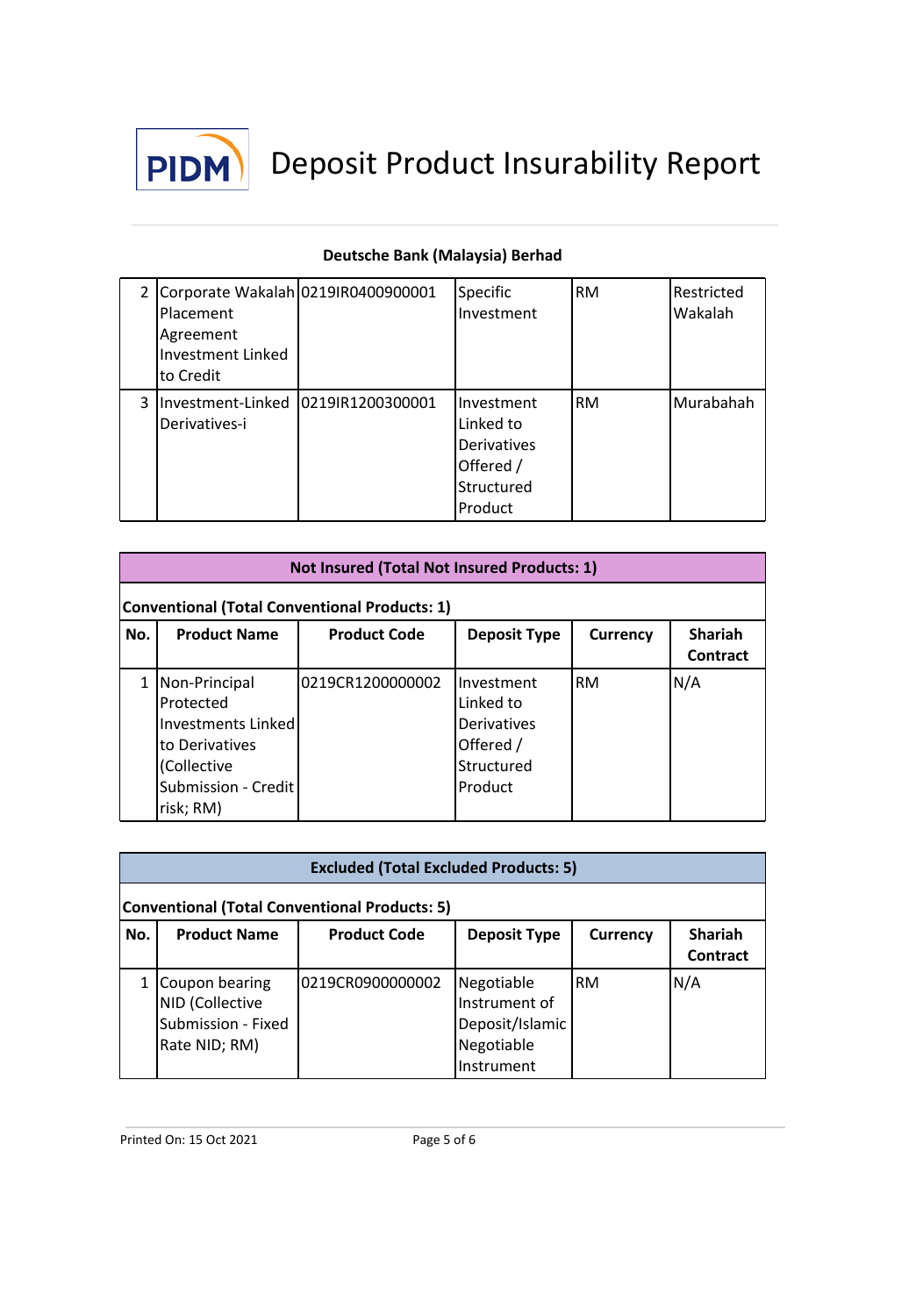# Deposit Product Insurability Report

**Deutsche Bank (Malaysia) Berhad**

| No. | Product Name | Product Code | Deposit Type | Currency | Shariah Contract |
|---|---|---|---|---|---|
| 2 | Corporate Wakalah Placement Agreement Investment Linked to Credit | 0219IR0400900001 | Specific Investment | RM | Restricted Wakalah |
| 3 | Investment-Linked Derivatives-i | 0219IR1200300001 | Investment Linked to Derivatives Offered / Structured Product | RM | Murabahah |

**Not Insured (Total Not Insured Products: 1)**

**Conventional (Total Conventional Products: 1)**

| No. | Product Name | Product Code | Deposit Type | Currency | Shariah Contract |
|---|---|---|---|---|---|
| 1 | Non-Principal Protected Investments Linked to Derivatives (Collective Submission - Credit risk; RM) | 0219CR1200000002 | Investment Linked to Derivatives Offered / Structured Product | RM | N/A |

**Excluded (Total Excluded Products: 5)**

**Conventional (Total Conventional Products: 5)**

| No. | Product Name | Product Code | Deposit Type | Currency | Shariah Contract |
|---|---|---|---|---|---|
| 1 | Coupon bearing NID (Collective Submission - Fixed Rate NID; RM) | 0219CR0900000002 | Negotiable Instrument of Deposit/Islamic Negotiable Instrument | RM | N/A |

Printed On: 15 Oct 2021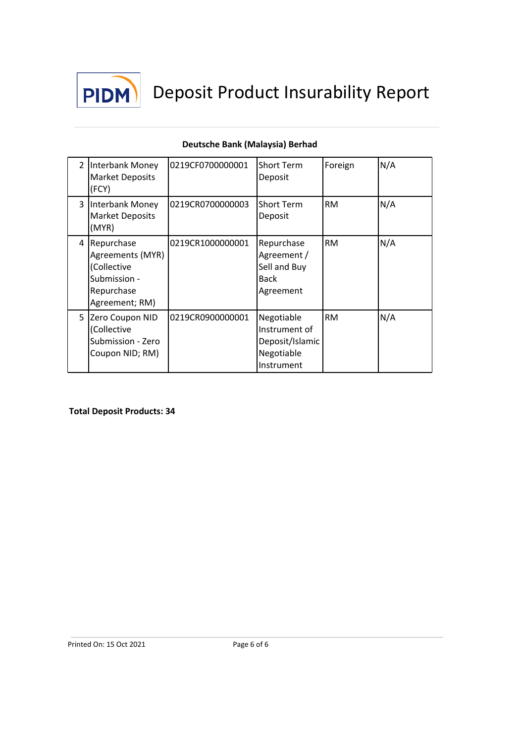# Deposit Product Insurability Report

**Deutsche Bank (Malaysia) Berhad**

| | | | | | |
|---|---|---|---|---|---|
| 2 | Interbank Money Market Deposits (FCY) | 0219CF0700000001 | Short Term Deposit | Foreign | N/A |
| 3 | Interbank Money Market Deposits (MYR) | 0219CR0700000003 | Short Term Deposit | RM | N/A |
| 4 | Repurchase Agreements (MYR) (Collective Submission - Repurchase Agreement; RM) | 0219CR1000000001 | Repurchase Agreement / Sell and Buy Back Agreement | RM | N/A |
| 5 | Zero Coupon NID (Collective Submission - Zero Coupon NID; RM) | 0219CR0900000001 | Negotiable Instrument of Deposit/Islamic Negotiable Instrument | RM | N/A |

**Total Deposit Products: 34**

Printed On: 15 Oct 2021